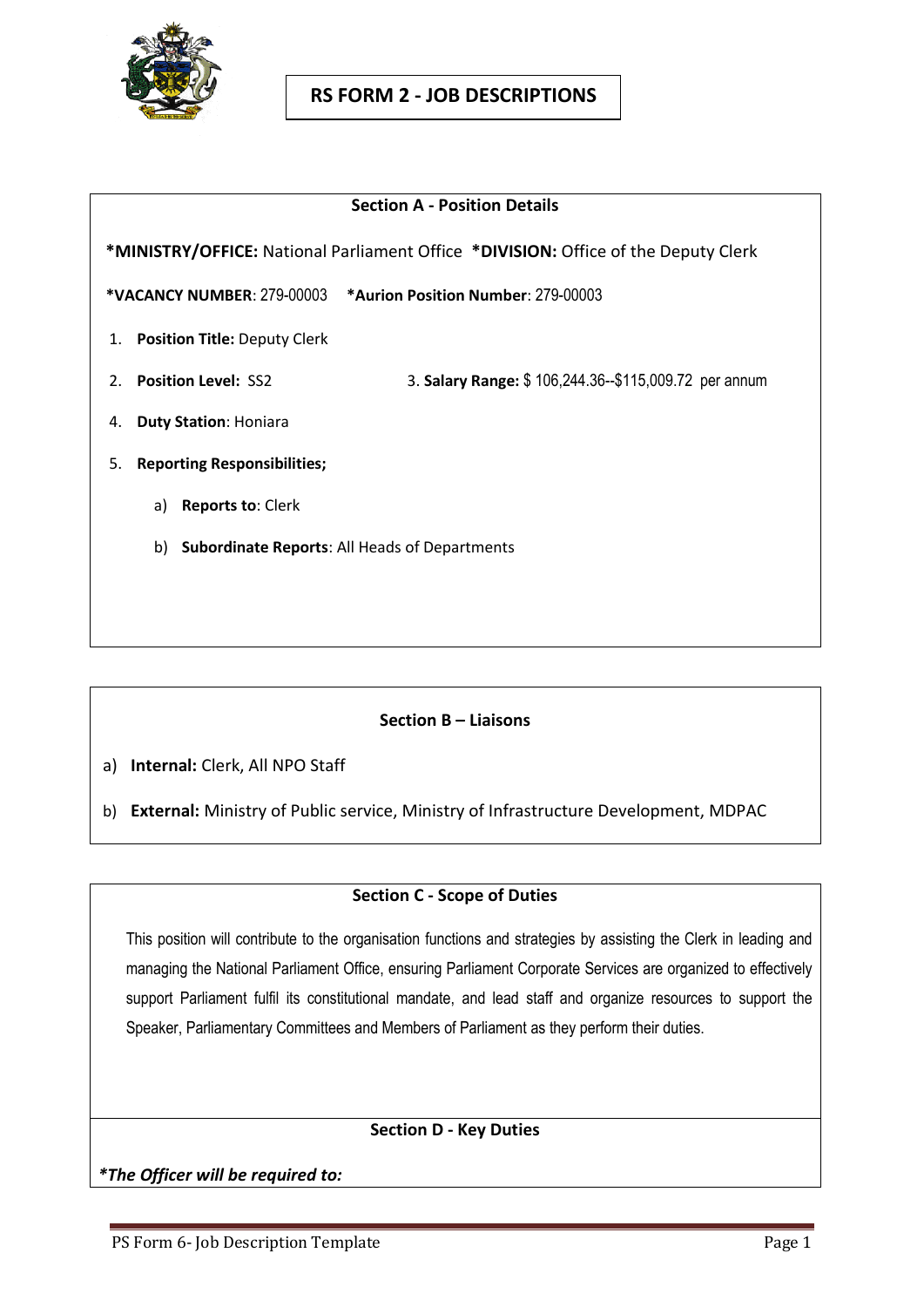# RS FORM 2 - JOB DESCRIPTIONS

## Section A - Position Details

**\*MINISTRY/OFFICE:** National Parliament Office **\*DIVISION:** Office of the Deputy Clerk

**\*VACANCY NUMBER**: 279-00003 **\*Aurion Position Number**: 279-00003

1. **Position Title:** Deputy Clerk
2. **Position Level:** SS2
3. **Salary Range:** $ 106,244.36--$115,009.72 per annum
4. **Duty Station**: Honiara
5. **Reporting Responsibilities;**
   a) **Reports to**: Clerk
   b) **Subordinate Reports**: All Heads of Departments

## Section B – Liaisons

a) **Internal:** Clerk, All NPO Staff

b) **External:** Ministry of Public service, Ministry of Infrastructure Development, MDPAC

## Section C - Scope of Duties

This position will contribute to the organisation functions and strategies by assisting the Clerk in leading and managing the National Parliament Office, ensuring Parliament Corporate Services are organized to effectively support Parliament fulfil its constitutional mandate, and lead staff and organize resources to support the Speaker, Parliamentary Committees and Members of Parliament as they perform their duties.

## Section D - Key Duties

***The Officer will be required to:***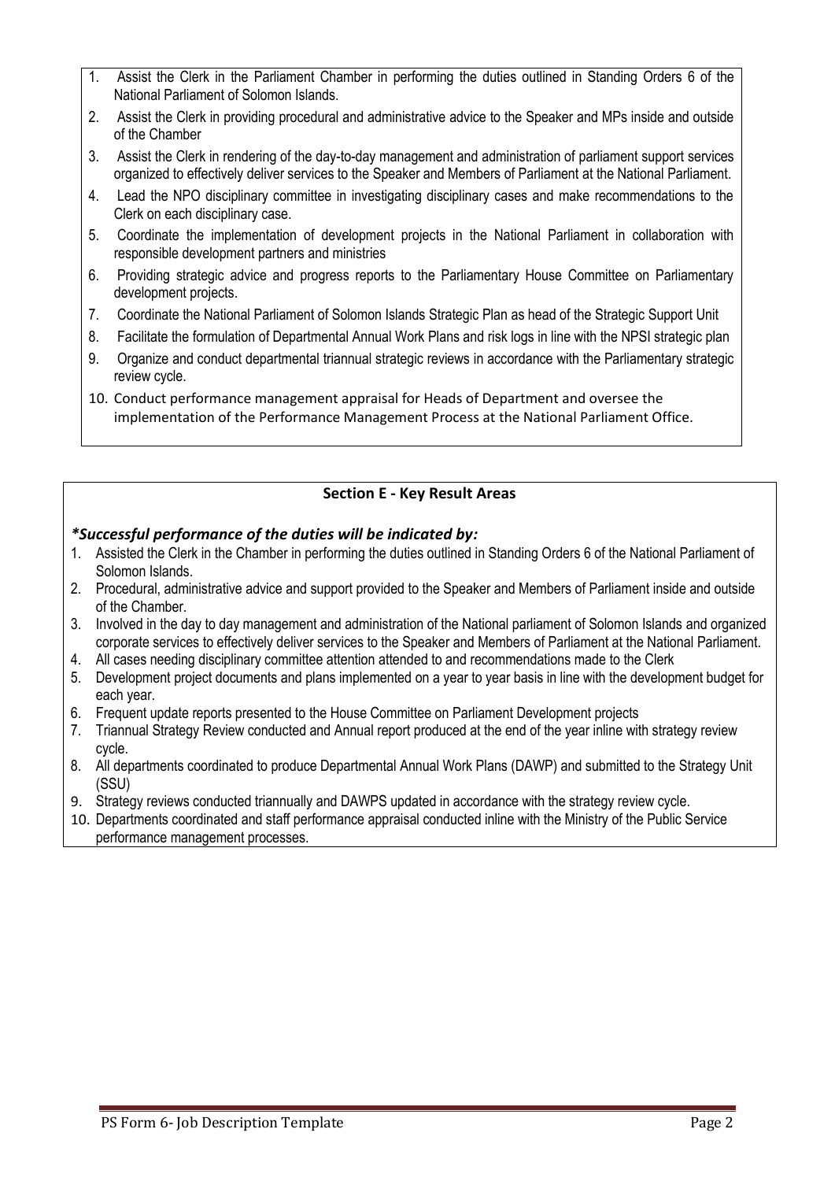1. Assist the Clerk in the Parliament Chamber in performing the duties outlined in Standing Orders 6 of the National Parliament of Solomon Islands.
2. Assist the Clerk in providing procedural and administrative advice to the Speaker and MPs inside and outside of the Chamber
3. Assist the Clerk in rendering of the day-to-day management and administration of parliament support services organized to effectively deliver services to the Speaker and Members of Parliament at the National Parliament.
4. Lead the NPO disciplinary committee in investigating disciplinary cases and make recommendations to the Clerk on each disciplinary case.
5. Coordinate the implementation of development projects in the National Parliament in collaboration with responsible development partners and ministries
6. Providing strategic advice and progress reports to the Parliamentary House Committee on Parliamentary development projects.
7. Coordinate the National Parliament of Solomon Islands Strategic Plan as head of the Strategic Support Unit
8. Facilitate the formulation of Departmental Annual Work Plans and risk logs in line with the NPSI strategic plan
9. Organize and conduct departmental triannual strategic reviews in accordance with the Parliamentary strategic review cycle.
10. Conduct performance management appraisal for Heads of Department and oversee the implementation of the Performance Management Process at the National Parliament Office.

## Section E - Key Result Areas

***Successful performance of the duties will be indicated by:***

1. Assisted the Clerk in the Chamber in performing the duties outlined in Standing Orders 6 of the National Parliament of Solomon Islands.
2. Procedural, administrative advice and support provided to the Speaker and Members of Parliament inside and outside of the Chamber.
3. Involved in the day to day management and administration of the National parliament of Solomon Islands and organized corporate services to effectively deliver services to the Speaker and Members of Parliament at the National Parliament.
4. All cases needing disciplinary committee attention attended to and recommendations made to the Clerk
5. Development project documents and plans implemented on a year to year basis in line with the development budget for each year.
6. Frequent update reports presented to the House Committee on Parliament Development projects
7. Triannual Strategy Review conducted and Annual report produced at the end of the year inline with strategy review cycle.
8. All departments coordinated to produce Departmental Annual Work Plans (DAWP) and submitted to the Strategy Unit (SSU)
9. Strategy reviews conducted triannually and DAWPS updated in accordance with the strategy review cycle.
10. Departments coordinated and staff performance appraisal conducted inline with the Ministry of the Public Service performance management processes.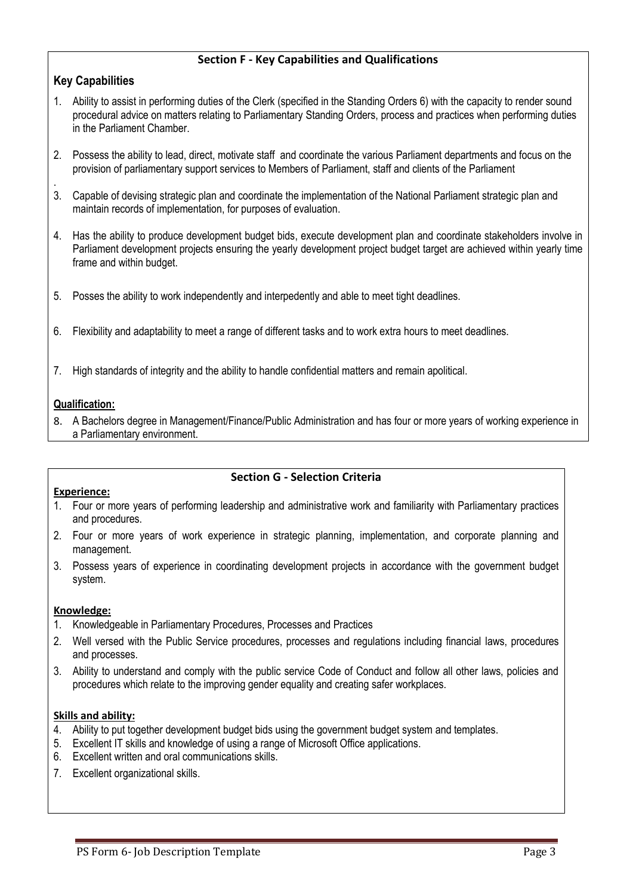## Section F - Key Capabilities and Qualifications

### Key Capabilities

1. Ability to assist in performing duties of the Clerk (specified in the Standing Orders 6) with the capacity to render sound procedural advice on matters relating to Parliamentary Standing Orders, process and practices when performing duties in the Parliament Chamber.

2. Possess the ability to lead, direct, motivate staff and coordinate the various Parliament departments and focus on the provision of parliamentary support services to Members of Parliament, staff and clients of the Parliament

.

3. Capable of devising strategic plan and coordinate the implementation of the National Parliament strategic plan and maintain records of implementation, for purposes of evaluation.

4. Has the ability to produce development budget bids, execute development plan and coordinate stakeholders involve in Parliament development projects ensuring the yearly development project budget target are achieved within yearly time frame and within budget.

5. Posses the ability to work independently and interpedently and able to meet tight deadlines.

6. Flexibility and adaptability to meet a range of different tasks and to work extra hours to meet deadlines.

7. High standards of integrity and the ability to handle confidential matters and remain apolitical.

**Qualification:**

8. A Bachelors degree in Management/Finance/Public Administration and has four or more years of working experience in a Parliamentary environment.

## Section G - Selection Criteria

**Experience:**

1. Four or more years of performing leadership and administrative work and familiarity with Parliamentary practices and procedures.
2. Four or more years of work experience in strategic planning, implementation, and corporate planning and management.
3. Possess years of experience in coordinating development projects in accordance with the government budget system.

**Knowledge:**

1. Knowledgeable in Parliamentary Procedures, Processes and Practices
2. Well versed with the Public Service procedures, processes and regulations including financial laws, procedures and processes.
3. Ability to understand and comply with the public service Code of Conduct and follow all other laws, policies and procedures which relate to the improving gender equality and creating safer workplaces.

**Skills and ability:**

4. Ability to put together development budget bids using the government budget system and templates.
5. Excellent IT skills and knowledge of using a range of Microsoft Office applications.
6. Excellent written and oral communications skills.
7. Excellent organizational skills.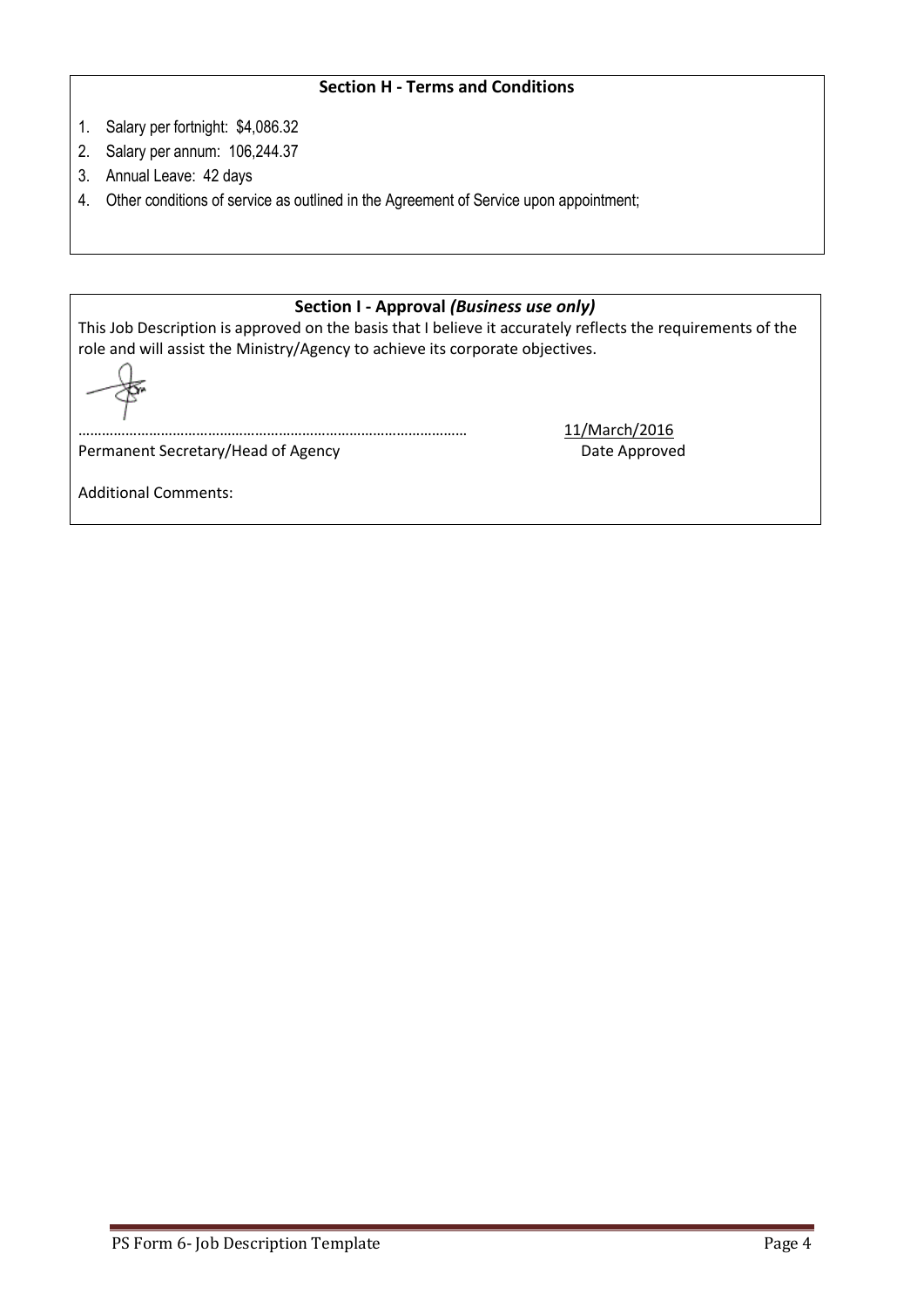### Section H - Terms and Conditions

1. Salary per fortnight: $4,086.32
2. Salary per annum: 106,244.37
3. Annual Leave: 42 days
4. Other conditions of service as outlined in the Agreement of Service upon appointment;

### Section I - Approval *(Business use only)*

This Job Description is approved on the basis that I believe it accurately reflects the requirements of the role and will assist the Ministry/Agency to achieve its corporate objectives.

……………………………………………………………………………………… 11/March/2016

Permanent Secretary/Head of Agency Date Approved

Additional Comments: